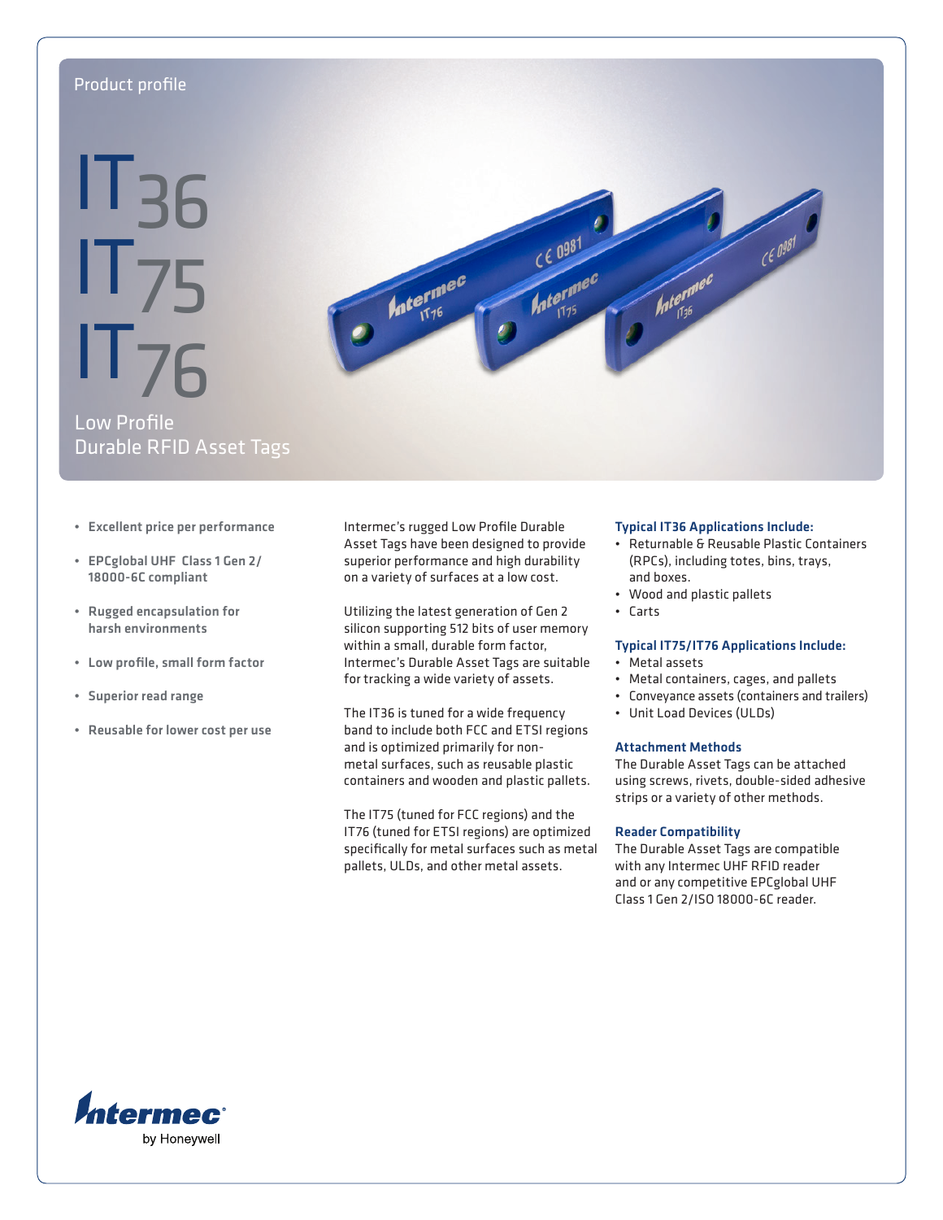Product profile

# IT36 IT75 IT76

## Low Profile Durable RFID Asset Tags

- **Excellent price per performance**
- **EPCglobal UHF Class 1 Gen 2/ 18000-6C compliant**
- **Rugged encapsulation for harsh environments**
- **Low profile, small form factor**
- **Superior read range**
- **Reusable for lower cost per use**

Intermec's rugged Low Profile Durable Asset Tags have been designed to provide superior performance and high durability on a variety of surfaces at a low cost.

Utilizing the latest generation of Gen 2 silicon supporting 512 bits of user memory within a small, durable form factor, Intermec's Durable Asset Tags are suitable for tracking a wide variety of assets.

The IT36 is tuned for a wide frequency band to include both FCC and ETSI regions and is optimized primarily for non-metal surfaces, such as reusable plastic containers and wooden and plastic pallets.

The IT75 (tuned for FCC regions) and the IT76 (tuned for ETSI regions) are optimized specifically for metal surfaces such as metal pallets, ULDs, and other metal assets.

### Typical IT36 Applications Include:

- Returnable & Reusable Plastic Containers (RPCs), including totes, bins, trays, and boxes.
- Wood and plastic pallets
- Carts

### Typical IT75/IT76 Applications Include:

- Metal assets
- Metal containers, cages, and pallets
- Conveyance assets (containers and trailers)
- Unit Load Devices (ULDs)

### Attachment Methods

The Durable Asset Tags can be attached using screws, rivets, double-sided adhesive strips or a variety of other methods.

### Reader Compatibility

The Durable Asset Tags are compatible with any Intermec UHF RFID reader and or any competitive EPCglobal UHF Class 1 Gen 2/ISO 18000-6C reader.

Intermec by Honeywell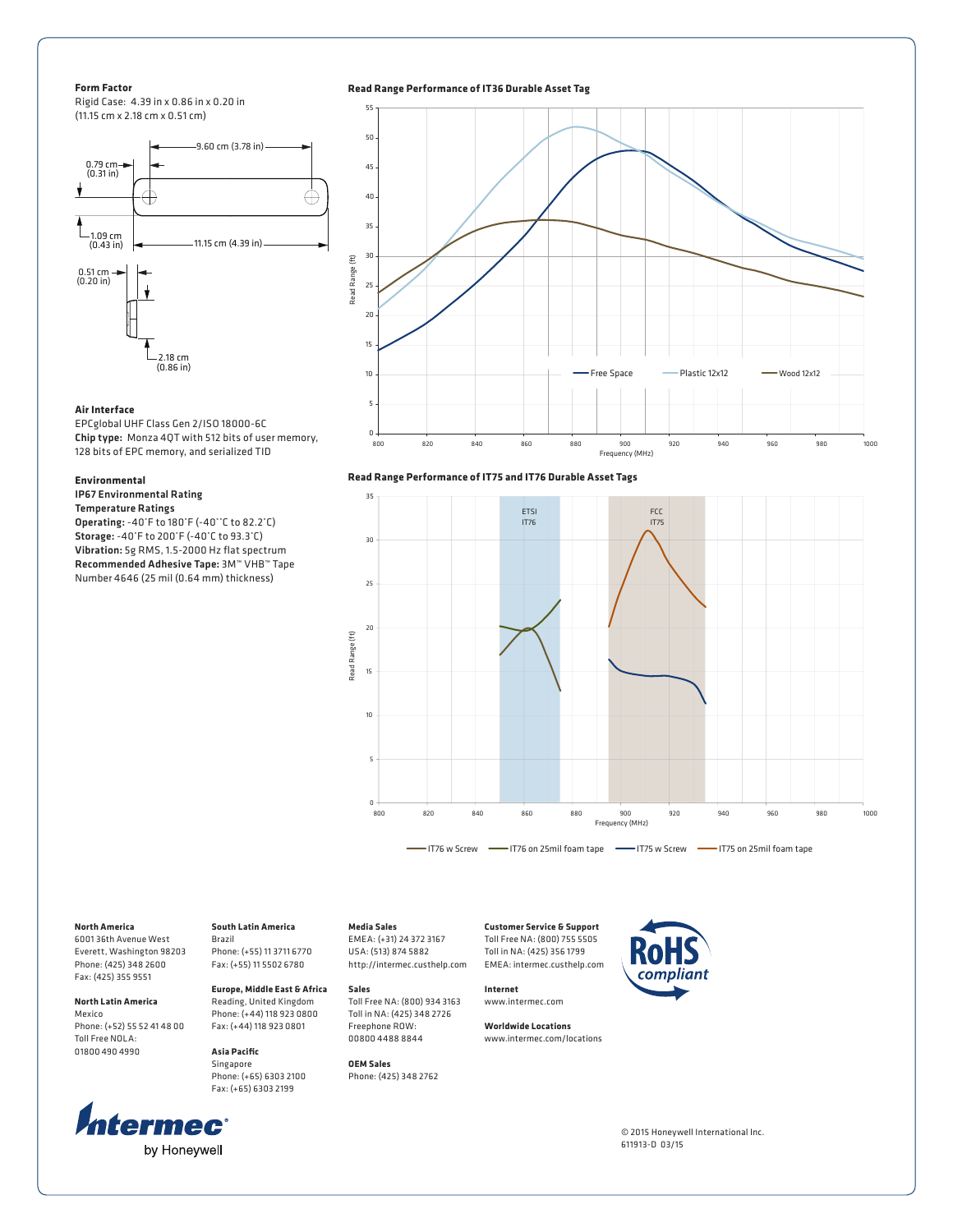**Form Factor**
Rigid Case: 4.39 in x 0.86 in x 0.20 in
(11.15 cm x 2.18 cm x 0.51 cm)

9.60 cm (3.78 in)
0.79 cm (0.31 in)
1.09 cm (0.43 in)
11.15 cm (4.39 in)
0.51 cm (0.20 in)
2.18 cm (0.86 in)

**Air Interface**
EPCglobal UHF Class Gen 2/ISO 18000-6C
**Chip type:** Monza 4QT with 512 bits of user memory, 128 bits of EPC memory, and serialized TID

**Environmental**
**IP67 Environmental Rating**
**Temperature Ratings**
**Operating:** -40°F to 180°F (-40°°C to 82.2°C)
**Storage:** -40°F to 200°F (-40°C to 93.3°C)
**Vibration:** 5g RMS, 1.5-2000 Hz flat spectrum
**Recommended Adhesive Tape:** 3M™ VHB™ Tape Number 4646 (25 mil (0.64 mm) thickness)

**Read Range Performance of IT36 Durable Asset Tag**

Read Range (ft)
0 5 10 15 20 25 30 35 40 45 50 55
Frequency (MHz)
800 820 840 860 880 900 920 940 960 980 1000
Free Space — Plastic 12x12 — Wood 12x12

**Read Range Performance of IT75 and IT76 Durable Asset Tags**

ETSI IT76
FCC IT75
Read Range (ft)
0 5 10 15 20 25 30 35
Frequency (MHz)
800 820 840 860 880 900 920 940 960 980 1000
IT76 w Screw — IT76 on 25mil foam tape — IT75 w Screw — IT75 on 25mil foam tape

**North America**
6001 36th Avenue West
Everett, Washington 98203
Phone: (425) 348 2600
Fax: (425) 355 9551

**North Latin America**
Mexico
Phone: (+52) 55 52 41 48 00
Toll Free NOLA:
01800 490 4990

**South Latin America**
Brazil
Phone: (+55) 11 3711 6770
Fax: (+55) 11 5502 6780

**Europe, Middle East & Africa**
Reading, United Kingdom
Phone: (+44) 118 923 0800
Fax: (+44) 118 923 0801

**Asia Pacific**
Singapore
Phone: (+65) 6303 2100
Fax: (+65) 6303 2199

**Media Sales**
EMEA: (+31) 24 372 3167
USA: (513) 874 5882
http://intermec.custhelp.com

**Sales**
Toll Free NA: (800) 934 3163
Toll in NA: (425) 348 2726
Freephone ROW:
00800 4488 8844

**OEM Sales**
Phone: (425) 348 2762

**Customer Service & Support**
Toll Free NA: (800) 755 5505
Toll in NA: (425) 356 1799
EMEA: intermec.custhelp.com

**Internet**
www.intermec.com

**Worldwide Locations**
www.intermec.com/locations

RoHS compliant

Intermec by Honeywell

© 2015 Honeywell International Inc.
611913-D 03/15